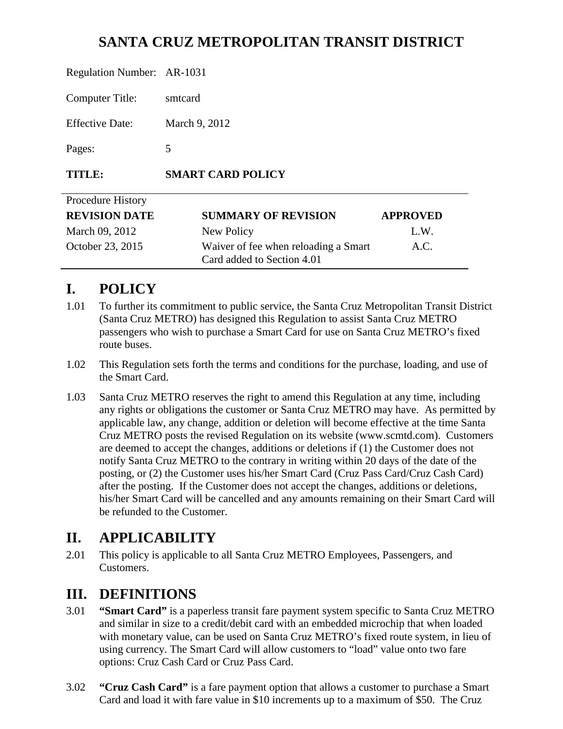# SANTA CRUZ METROPOLITAN TRANSIT DISTRICT

Regulation Number: AR-1031

Computer Title: smtcard

Effective Date: March 9, 2012

Pages: 5

**TITLE: SMART CARD POLICY**

Procedure History

| REVISION DATE | SUMMARY OF REVISION | APPROVED |
|---|---|---|
| March 09, 2012 | New Policy | L.W. |
| October 23, 2015 | Waiver of fee when reloading a Smart Card added to Section 4.01 | A.C. |

## I. POLICY

1.01 To further its commitment to public service, the Santa Cruz Metropolitan Transit District (Santa Cruz METRO) has designed this Regulation to assist Santa Cruz METRO passengers who wish to purchase a Smart Card for use on Santa Cruz METRO's fixed route buses.

1.02 This Regulation sets forth the terms and conditions for the purchase, loading, and use of the Smart Card.

1.03 Santa Cruz METRO reserves the right to amend this Regulation at any time, including any rights or obligations the customer or Santa Cruz METRO may have. As permitted by applicable law, any change, addition or deletion will become effective at the time Santa Cruz METRO posts the revised Regulation on its website (www.scmtd.com). Customers are deemed to accept the changes, additions or deletions if (1) the Customer does not notify Santa Cruz METRO to the contrary in writing within 20 days of the date of the posting, or (2) the Customer uses his/her Smart Card (Cruz Pass Card/Cruz Cash Card) after the posting. If the Customer does not accept the changes, additions or deletions, his/her Smart Card will be cancelled and any amounts remaining on their Smart Card will be refunded to the Customer.

## II. APPLICABILITY

2.01 This policy is applicable to all Santa Cruz METRO Employees, Passengers, and Customers.

## III. DEFINITIONS

3.01 **"Smart Card"** is a paperless transit fare payment system specific to Santa Cruz METRO and similar in size to a credit/debit card with an embedded microchip that when loaded with monetary value, can be used on Santa Cruz METRO's fixed route system, in lieu of using currency. The Smart Card will allow customers to "load" value onto two fare options: Cruz Cash Card or Cruz Pass Card.

3.02 **"Cruz Cash Card"** is a fare payment option that allows a customer to purchase a Smart Card and load it with fare value in $10 increments up to a maximum of $50. The Cruz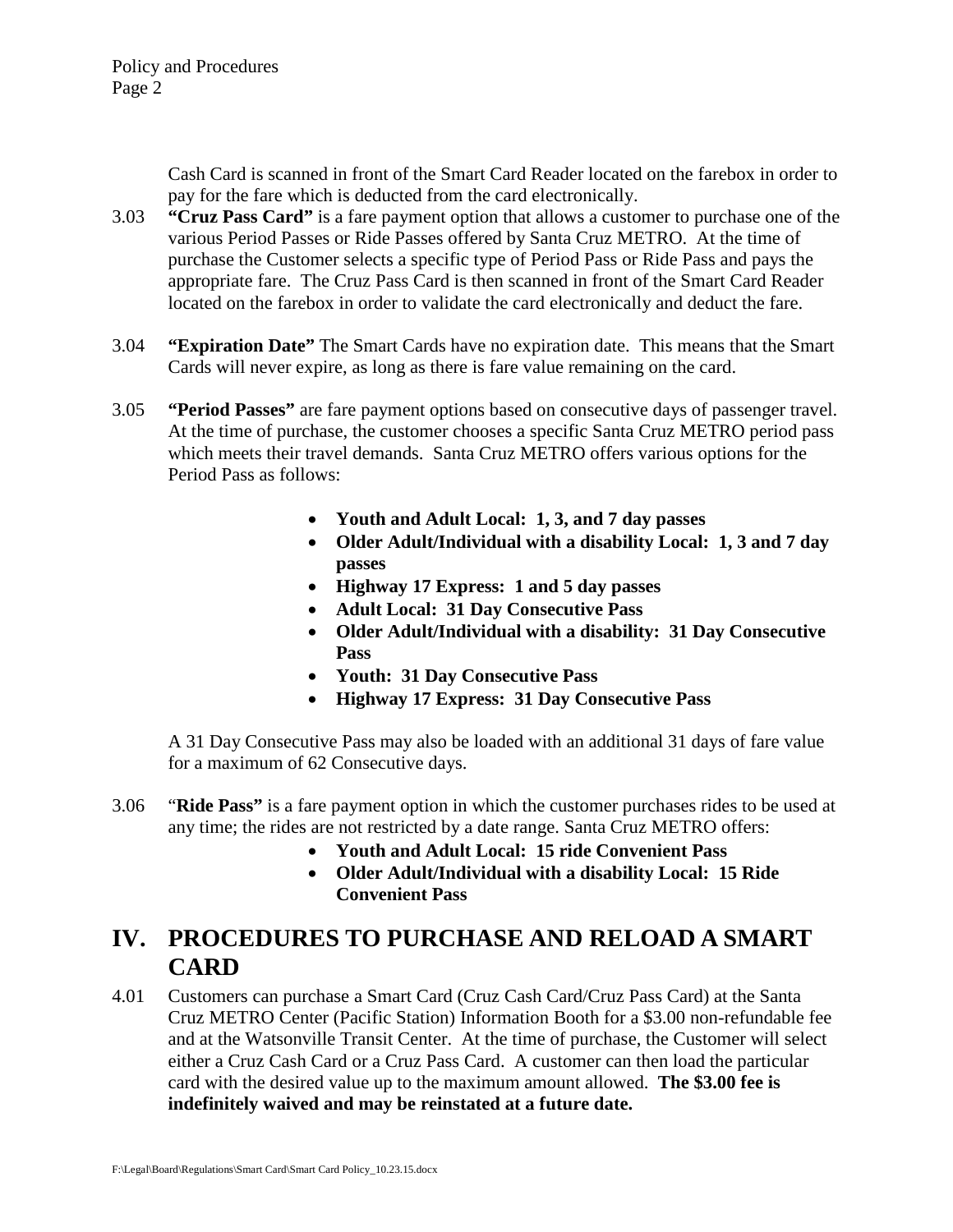Cash Card is scanned in front of the Smart Card Reader located on the farebox in order to pay for the fare which is deducted from the card electronically.

3.03 **"Cruz Pass Card"** is a fare payment option that allows a customer to purchase one of the various Period Passes or Ride Passes offered by Santa Cruz METRO. At the time of purchase the Customer selects a specific type of Period Pass or Ride Pass and pays the appropriate fare. The Cruz Pass Card is then scanned in front of the Smart Card Reader located on the farebox in order to validate the card electronically and deduct the fare.

3.04 **"Expiration Date"** The Smart Cards have no expiration date. This means that the Smart Cards will never expire, as long as there is fare value remaining on the card.

3.05 **"Period Passes"** are fare payment options based on consecutive days of passenger travel. At the time of purchase, the customer chooses a specific Santa Cruz METRO period pass which meets their travel demands. Santa Cruz METRO offers various options for the Period Pass as follows:

- **Youth and Adult Local: 1, 3, and 7 day passes**
- **Older Adult/Individual with a disability Local: 1, 3 and 7 day passes**
- **Highway 17 Express: 1 and 5 day passes**
- **Adult Local: 31 Day Consecutive Pass**
- **Older Adult/Individual with a disability: 31 Day Consecutive Pass**
- **Youth: 31 Day Consecutive Pass**
- **Highway 17 Express: 31 Day Consecutive Pass**

A 31 Day Consecutive Pass may also be loaded with an additional 31 days of fare value for a maximum of 62 Consecutive days.

3.06 "**Ride Pass"** is a fare payment option in which the customer purchases rides to be used at any time; the rides are not restricted by a date range. Santa Cruz METRO offers:

- **Youth and Adult Local: 15 ride Convenient Pass**
- **Older Adult/Individual with a disability Local: 15 Ride Convenient Pass**

# IV. PROCEDURES TO PURCHASE AND RELOAD A SMART CARD

4.01 Customers can purchase a Smart Card (Cruz Cash Card/Cruz Pass Card) at the Santa Cruz METRO Center (Pacific Station) Information Booth for a $3.00 non-refundable fee and at the Watsonville Transit Center. At the time of purchase, the Customer will select either a Cruz Cash Card or a Cruz Pass Card. A customer can then load the particular card with the desired value up to the maximum amount allowed. **The $3.00 fee is indefinitely waived and may be reinstated at a future date.**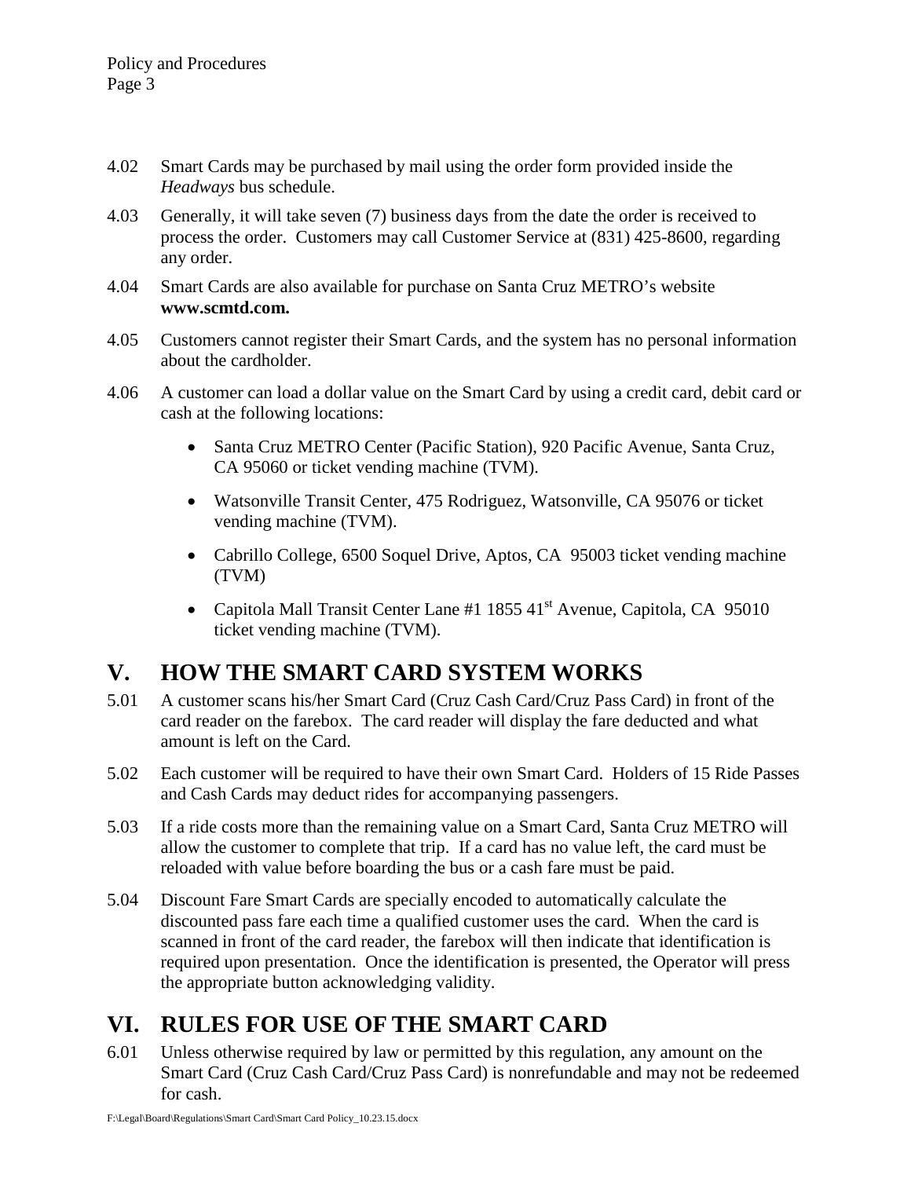4.02 Smart Cards may be purchased by mail using the order form provided inside the *Headways* bus schedule.

4.03 Generally, it will take seven (7) business days from the date the order is received to process the order. Customers may call Customer Service at (831) 425-8600, regarding any order.

4.04 Smart Cards are also available for purchase on Santa Cruz METRO's website **www.scmtd.com.**

4.05 Customers cannot register their Smart Cards, and the system has no personal information about the cardholder.

4.06 A customer can load a dollar value on the Smart Card by using a credit card, debit card or cash at the following locations:

- Santa Cruz METRO Center (Pacific Station), 920 Pacific Avenue, Santa Cruz, CA 95060 or ticket vending machine (TVM).
- Watsonville Transit Center, 475 Rodriguez, Watsonville, CA 95076 or ticket vending machine (TVM).
- Cabrillo College, 6500 Soquel Drive, Aptos, CA 95003 ticket vending machine (TVM)
- Capitola Mall Transit Center Lane #1 1855 41st Avenue, Capitola, CA 95010 ticket vending machine (TVM).

# V. HOW THE SMART CARD SYSTEM WORKS

5.01 A customer scans his/her Smart Card (Cruz Cash Card/Cruz Pass Card) in front of the card reader on the farebox. The card reader will display the fare deducted and what amount is left on the Card.

5.02 Each customer will be required to have their own Smart Card. Holders of 15 Ride Passes and Cash Cards may deduct rides for accompanying passengers.

5.03 If a ride costs more than the remaining value on a Smart Card, Santa Cruz METRO will allow the customer to complete that trip. If a card has no value left, the card must be reloaded with value before boarding the bus or a cash fare must be paid.

5.04 Discount Fare Smart Cards are specially encoded to automatically calculate the discounted pass fare each time a qualified customer uses the card. When the card is scanned in front of the card reader, the farebox will then indicate that identification is required upon presentation. Once the identification is presented, the Operator will press the appropriate button acknowledging validity.

# VI. RULES FOR USE OF THE SMART CARD

6.01 Unless otherwise required by law or permitted by this regulation, any amount on the Smart Card (Cruz Cash Card/Cruz Pass Card) is nonrefundable and may not be redeemed for cash.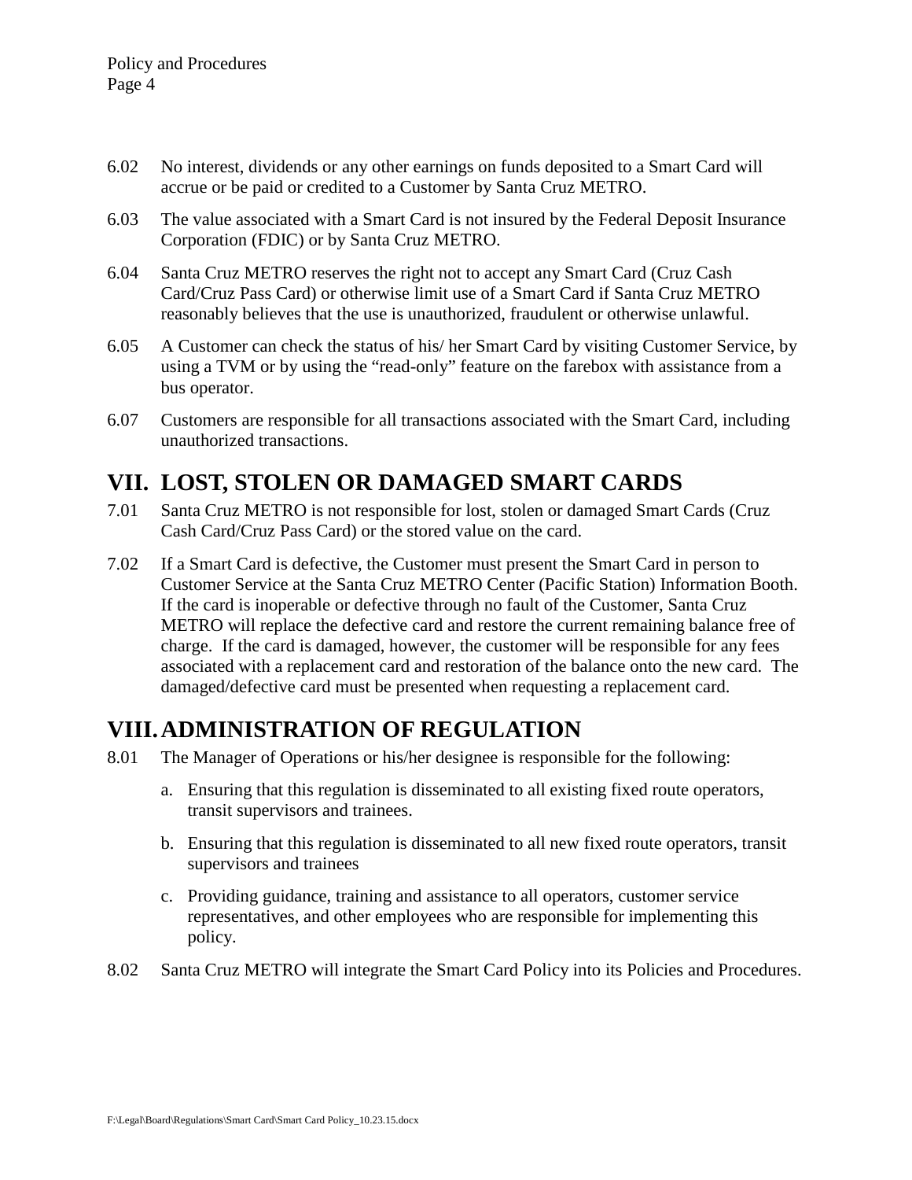6.02 No interest, dividends or any other earnings on funds deposited to a Smart Card will accrue or be paid or credited to a Customer by Santa Cruz METRO.

6.03 The value associated with a Smart Card is not insured by the Federal Deposit Insurance Corporation (FDIC) or by Santa Cruz METRO.

6.04 Santa Cruz METRO reserves the right not to accept any Smart Card (Cruz Cash Card/Cruz Pass Card) or otherwise limit use of a Smart Card if Santa Cruz METRO reasonably believes that the use is unauthorized, fraudulent or otherwise unlawful.

6.05 A Customer can check the status of his/ her Smart Card by visiting Customer Service, by using a TVM or by using the "read-only" feature on the farebox with assistance from a bus operator.

6.07 Customers are responsible for all transactions associated with the Smart Card, including unauthorized transactions.

# VII. LOST, STOLEN OR DAMAGED SMART CARDS

7.01 Santa Cruz METRO is not responsible for lost, stolen or damaged Smart Cards (Cruz Cash Card/Cruz Pass Card) or the stored value on the card.

7.02 If a Smart Card is defective, the Customer must present the Smart Card in person to Customer Service at the Santa Cruz METRO Center (Pacific Station) Information Booth. If the card is inoperable or defective through no fault of the Customer, Santa Cruz METRO will replace the defective card and restore the current remaining balance free of charge. If the card is damaged, however, the customer will be responsible for any fees associated with a replacement card and restoration of the balance onto the new card. The damaged/defective card must be presented when requesting a replacement card.

# VIII. ADMINISTRATION OF REGULATION

8.01 The Manager of Operations or his/her designee is responsible for the following:

a. Ensuring that this regulation is disseminated to all existing fixed route operators, transit supervisors and trainees.

b. Ensuring that this regulation is disseminated to all new fixed route operators, transit supervisors and trainees

c. Providing guidance, training and assistance to all operators, customer service representatives, and other employees who are responsible for implementing this policy.

8.02 Santa Cruz METRO will integrate the Smart Card Policy into its Policies and Procedures.